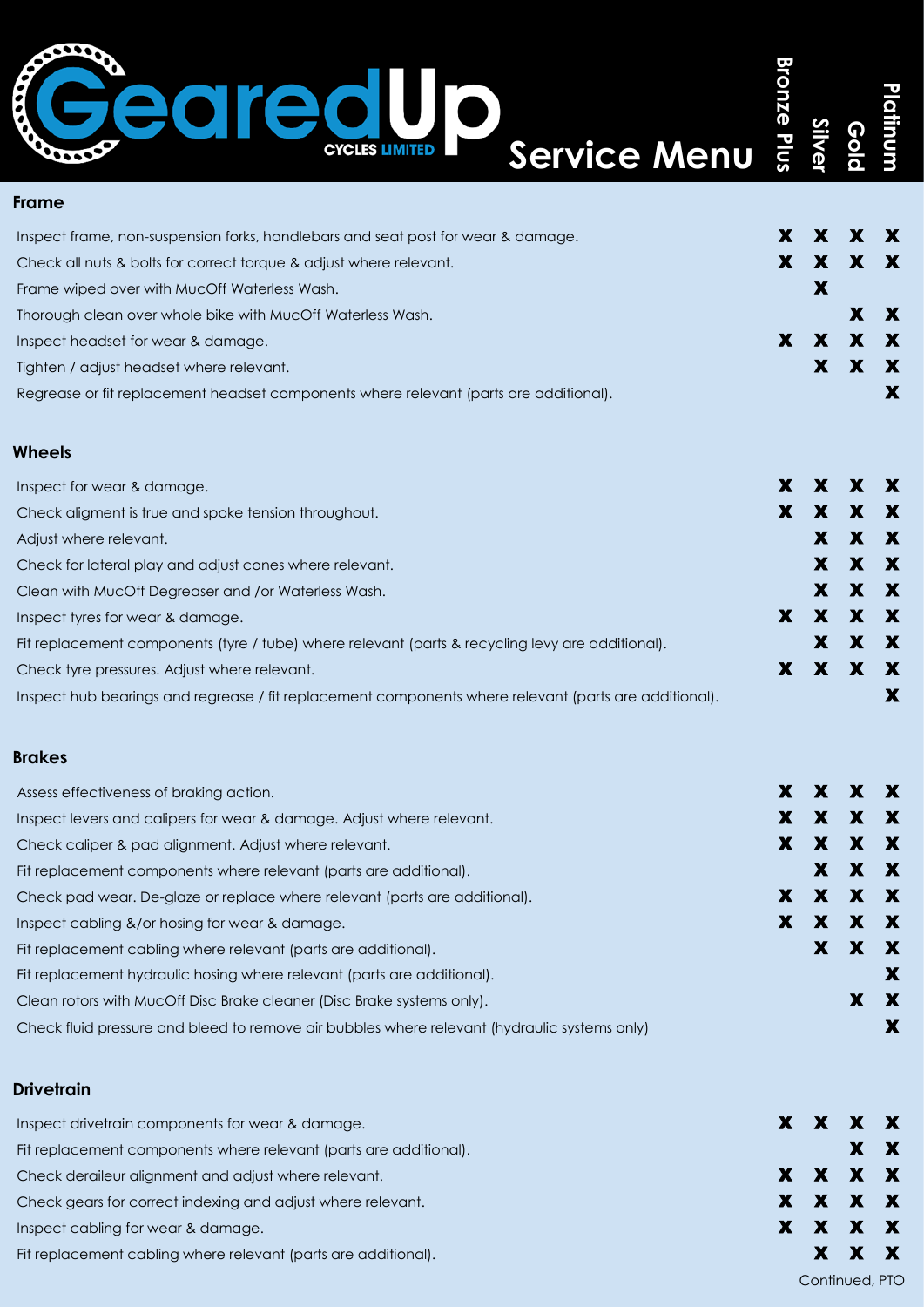# GearedUp Cycles Limited Service Menu

| Frame | Bronze Plus | Silver | Gold | Platinum |
|---|---|---|---|---|
| Inspect frame, non-suspension forks, handlebars and seat post for wear & damage. | X | X | X | X |
| Check all nuts & bolts for correct torque & adjust where relevant. | X | X | X | X |
| Frame wiped over with MucOff Waterless Wash. | | X | | |
| Thorough clean over whole bike with MucOff Waterless Wash. | | | X | X |
| Inspect headset for wear & damage. | X | X | X | X |
| Tighten / adjust headset where relevant. | | X | X | X |
| Regrease or fit replacement headset components where relevant (parts are additional). | | | | X |

| Wheels | Bronze Plus | Silver | Gold | Platinum |
|---|---|---|---|---|
| Inspect for wear & damage. | X | X | X | X |
| Check aligment is true and spoke tension throughout. | X | X | X | X |
| Adjust where relevant. | | X | X | X |
| Check for lateral play and adjust cones where relevant. | | X | X | X |
| Clean with MucOff Degreaser and /or Waterless Wash. | | X | X | X |
| Inspect tyres for wear & damage. | X | X | X | X |
| Fit replacement components (tyre / tube) where relevant (parts & recycling levy are additional). | | X | X | X |
| Check tyre pressures. Adjust where relevant. | X | X | X | X |
| Inspect hub bearings and regrease / fit replacement components where relevant (parts are additional). | | | | X |

| Brakes | Bronze Plus | Silver | Gold | Platinum |
|---|---|---|---|---|
| Assess effectiveness of braking action. | X | X | X | X |
| Inspect levers and calipers for wear & damage. Adjust where relevant. | X | X | X | X |
| Check caliper & pad alignment. Adjust where relevant. | X | X | X | X |
| Fit replacement components where relevant (parts are additional). | | X | X | X |
| Check pad wear. De-glaze or replace where relevant (parts are additional). | X | X | X | X |
| Inspect cabling &/or hosing for wear & damage. | X | X | X | X |
| Fit replacement cabling where relevant (parts are additional). | | X | X | X |
| Fit replacement hydraulic hosing where relevant (parts are additional). | | | | X |
| Clean rotors with MucOff Disc Brake cleaner (Disc Brake systems only). | | | X | X |
| Check fluid pressure and bleed to remove air bubbles where relevant (hydraulic systems only) | | | | X |

| Drivetrain | Bronze Plus | Silver | Gold | Platinum |
|---|---|---|---|---|
| Inspect drivetrain components for wear & damage. | X | X | X | X |
| Fit replacement components where relevant (parts are additional). | | | X | X |
| Check deraileur alignment and adjust where relevant. | X | X | X | X |
| Check gears for correct indexing and adjust where relevant. | X | X | X | X |
| Inspect cabling for wear & damage. | X | X | X | X |
| Fit replacement cabling where relevant (parts are additional). | | X | X | X |

Continued, PTO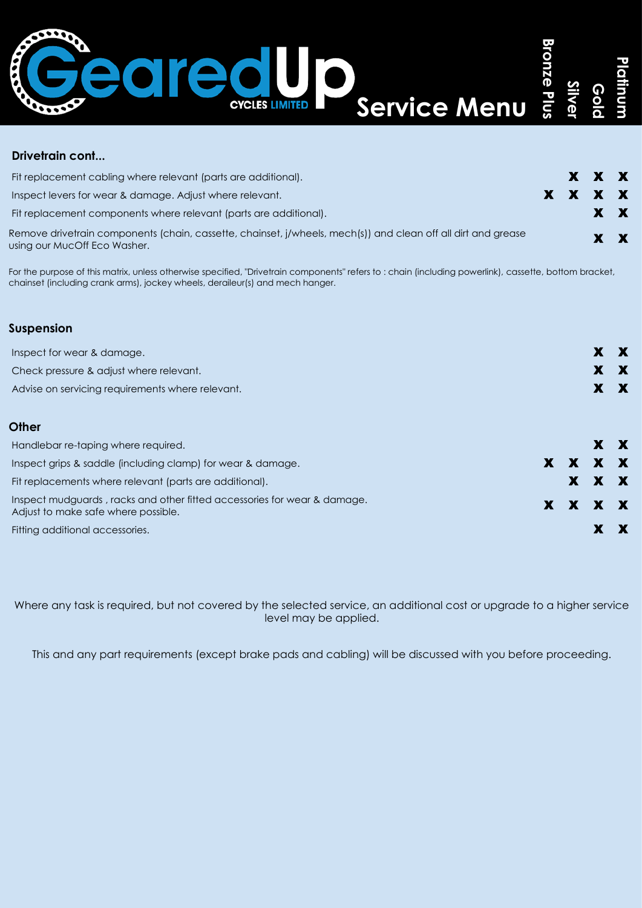# GearedUp CYCLES LIMITED Service Menu

| | Bronze Plus | Silver | Gold | Platinum |
|---|---|---|---|---|
| **Drivetrain cont...** | | | | |
| Fit replacement cabling where relevant (parts are additional). | | X | X | X |
| Inspect levers for wear & damage. Adjust where relevant. | X | X | X | X |
| Fit replacement components where relevant (parts are additional). | | | X | X |
| Remove drivetrain components (chain, cassette, chainset, j/wheels, mech(s)) and clean off all dirt and grease using our MucOff Eco Washer. | | | X | X |

For the purpose of this matrix, unless otherwise specified, "Drivetrain components" refers to : chain (including powerlink), cassette, bottom bracket, chainset (including crank arms), jockey wheels, derailleur(s) and mech hanger.

| | Bronze Plus | Silver | Gold | Platinum |
|---|---|---|---|---|
| **Suspension** | | | | |
| Inspect for wear & damage. | | | X | X |
| Check pressure & adjust where relevant. | | | X | X |
| Advise on servicing requirements where relevant. | | | X | X |
| **Other** | | | | |
| Handlebar re-taping where required. | | | X | X |
| Inspect grips & saddle (including clamp) for wear & damage. | X | X | X | X |
| Fit replacements where relevant (parts are additional). | | X | X | X |
| Inspect mudguards , racks and other fitted accessories for wear & damage. Adjust to make safe where possible. | X | X | X | X |
| Fitting additional accessories. | | | X | X |

Where any task is required, but not covered by the selected service, an additional cost or upgrade to a higher service level may be applied.

This and any part requirements (except brake pads and cabling) will be discussed with you before proceeding.